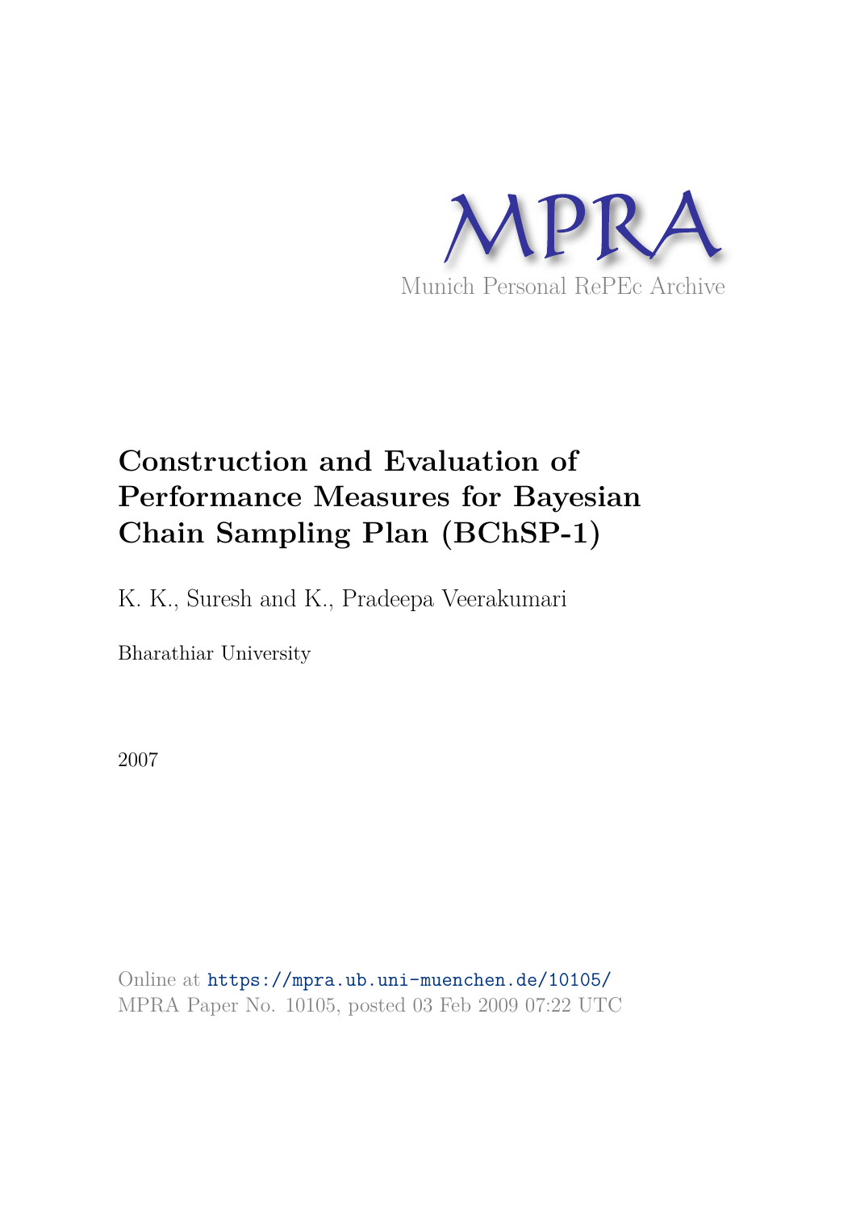MPRA

Munich Personal RePEc Archive

# Construction and Evaluation of Performance Measures for Bayesian Chain Sampling Plan (BChSP-1)

K. K., Suresh and K., Pradeepa Veerakumari

Bharathiar University

2007

Online at https://mpra.ub.uni-muenchen.de/10105/
MPRA Paper No. 10105, posted 03 Feb 2009 07:22 UTC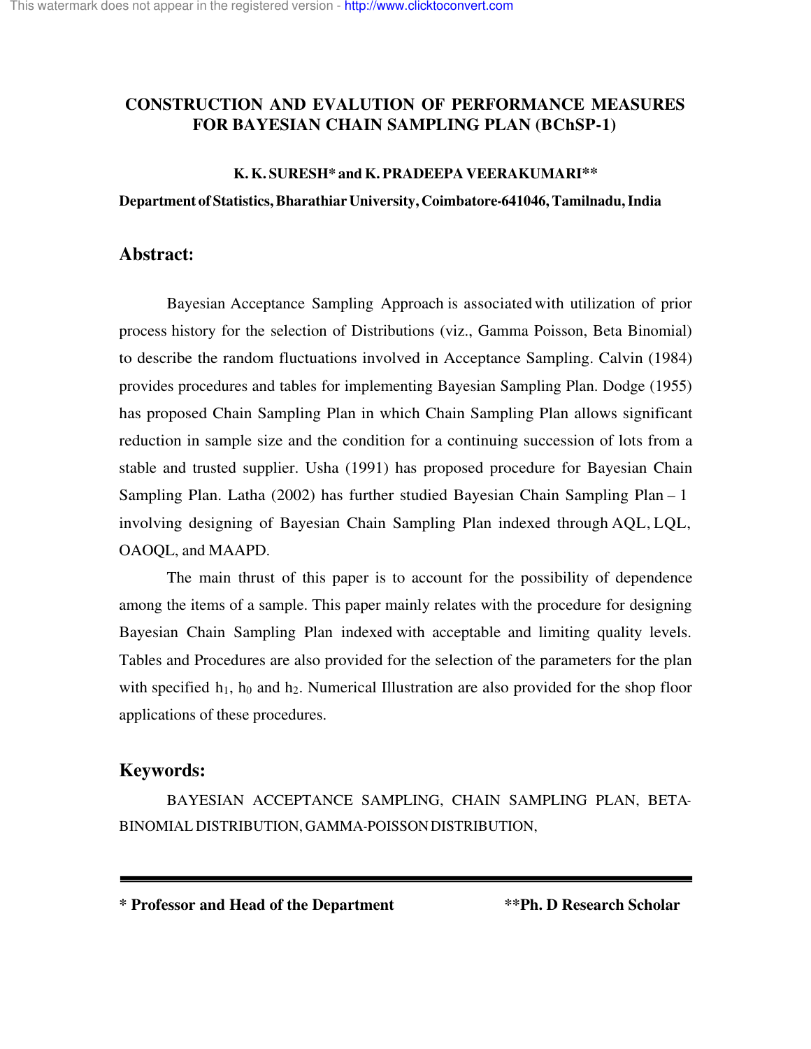# CONSTRUCTION AND EVALUTION OF PERFORMANCE MEASURES FOR BAYESIAN CHAIN SAMPLING PLAN (BChSP-1)

**K. K. SURESH* and K. PRADEEPA VEERAKUMARI****

**Department of Statistics, Bharathiar University, Coimbatore-641046, Tamilnadu, India**

## Abstract:

Bayesian Acceptance Sampling Approach is associated with utilization of prior process history for the selection of Distributions (viz., Gamma Poisson, Beta Binomial) to describe the random fluctuations involved in Acceptance Sampling. Calvin (1984) provides procedures and tables for implementing Bayesian Sampling Plan. Dodge (1955) has proposed Chain Sampling Plan in which Chain Sampling Plan allows significant reduction in sample size and the condition for a continuing succession of lots from a stable and trusted supplier. Usha (1991) has proposed procedure for Bayesian Chain Sampling Plan. Latha (2002) has further studied Bayesian Chain Sampling Plan – 1 involving designing of Bayesian Chain Sampling Plan indexed through AQL, LQL, OAOQL, and MAAPD.

The main thrust of this paper is to account for the possibility of dependence among the items of a sample. This paper mainly relates with the procedure for designing Bayesian Chain Sampling Plan indexed with acceptable and limiting quality levels. Tables and Procedures are also provided for the selection of the parameters for the plan with specified $h_1$, $h_0$ and $h_2$. Numerical Illustration are also provided for the shop floor applications of these procedures.

## Keywords:

BAYESIAN ACCEPTANCE SAMPLING, CHAIN SAMPLING PLAN, BETA-BINOMIAL DISTRIBUTION, GAMMA-POISSON DISTRIBUTION,

---

**\* Professor and Head of the Department** **\*\*Ph. D Research Scholar**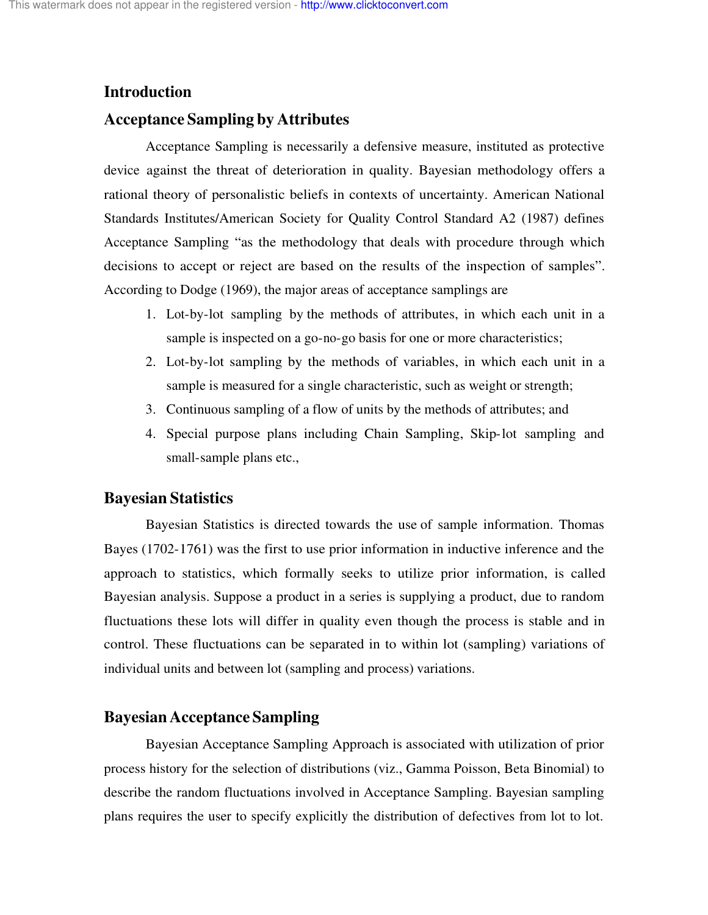## Introduction

## Acceptance Sampling by Attributes

Acceptance Sampling is necessarily a defensive measure, instituted as protective device against the threat of deterioration in quality. Bayesian methodology offers a rational theory of personalistic beliefs in contexts of uncertainty. American National Standards Institutes/American Society for Quality Control Standard A2 (1987) defines Acceptance Sampling "as the methodology that deals with procedure through which decisions to accept or reject are based on the results of the inspection of samples". According to Dodge (1969), the major areas of acceptance samplings are

1. Lot-by-lot sampling by the methods of attributes, in which each unit in a sample is inspected on a go-no-go basis for one or more characteristics;
2. Lot-by-lot sampling by the methods of variables, in which each unit in a sample is measured for a single characteristic, such as weight or strength;
3. Continuous sampling of a flow of units by the methods of attributes; and
4. Special purpose plans including Chain Sampling, Skip-lot sampling and small-sample plans etc.,

## Bayesian Statistics

Bayesian Statistics is directed towards the use of sample information. Thomas Bayes (1702-1761) was the first to use prior information in inductive inference and the approach to statistics, which formally seeks to utilize prior information, is called Bayesian analysis. Suppose a product in a series is supplying a product, due to random fluctuations these lots will differ in quality even though the process is stable and in control. These fluctuations can be separated in to within lot (sampling) variations of individual units and between lot (sampling and process) variations.

## Bayesian Acceptance Sampling

Bayesian Acceptance Sampling Approach is associated with utilization of prior process history for the selection of distributions (viz., Gamma Poisson, Beta Binomial) to describe the random fluctuations involved in Acceptance Sampling. Bayesian sampling plans requires the user to specify explicitly the distribution of defectives from lot to lot.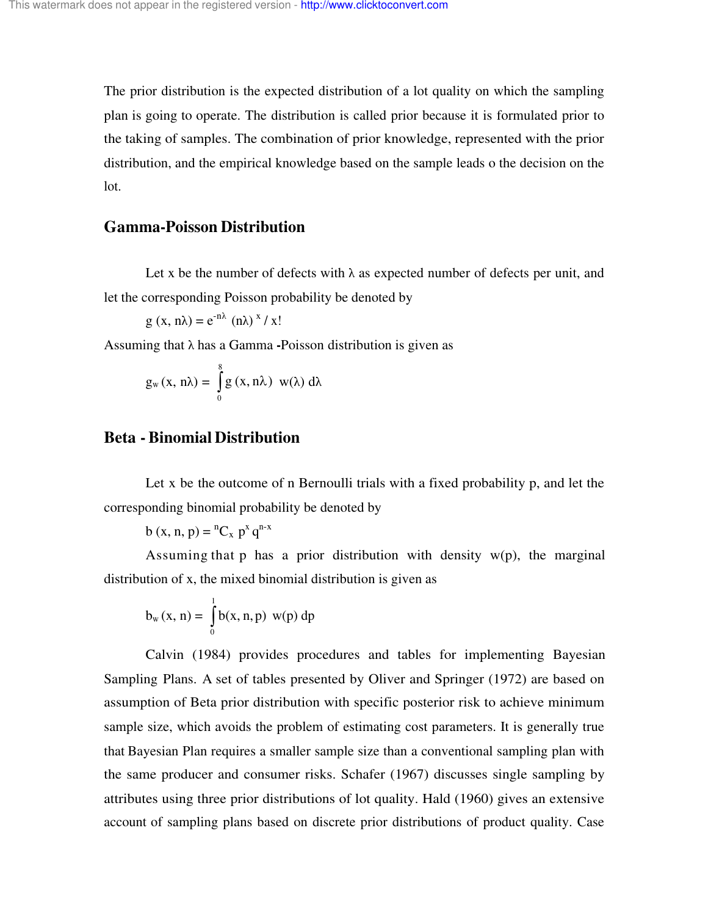The prior distribution is the expected distribution of a lot quality on which the sampling plan is going to operate. The distribution is called prior because it is formulated prior to the taking of samples. The combination of prior knowledge, represented with the prior distribution, and the empirical knowledge based on the sample leads o the decision on the lot.

## Gamma-Poisson Distribution

Let x be the number of defects with λ as expected number of defects per unit, and let the corresponding Poisson probability be denoted by

$$g(x, n\lambda) = e^{-n\lambda} (n\lambda)^{x} / x!$$

Assuming that λ has a Gamma -Poisson distribution is given as

$$g_w(x, n\lambda) = \int_0^{8} g(x, n\lambda)\ w(\lambda)\ d\lambda$$

## Beta - Binomial Distribution

Let x be the outcome of n Bernoulli trials with a fixed probability p, and let the corresponding binomial probability be denoted by

$$b(x, n, p) = {}^{n}C_{x}\ p^{x}\ q^{n-x}$$

Assuming that p has a prior distribution with density w(p), the marginal distribution of x, the mixed binomial distribution is given as

$$b_w(x, n) = \int_0^1 b(x, n, p)\ w(p)\ dp$$

Calvin (1984) provides procedures and tables for implementing Bayesian Sampling Plans. A set of tables presented by Oliver and Springer (1972) are based on assumption of Beta prior distribution with specific posterior risk to achieve minimum sample size, which avoids the problem of estimating cost parameters. It is generally true that Bayesian Plan requires a smaller sample size than a conventional sampling plan with the same producer and consumer risks. Schafer (1967) discusses single sampling by attributes using three prior distributions of lot quality. Hald (1960) gives an extensive account of sampling plans based on discrete prior distributions of product quality. Case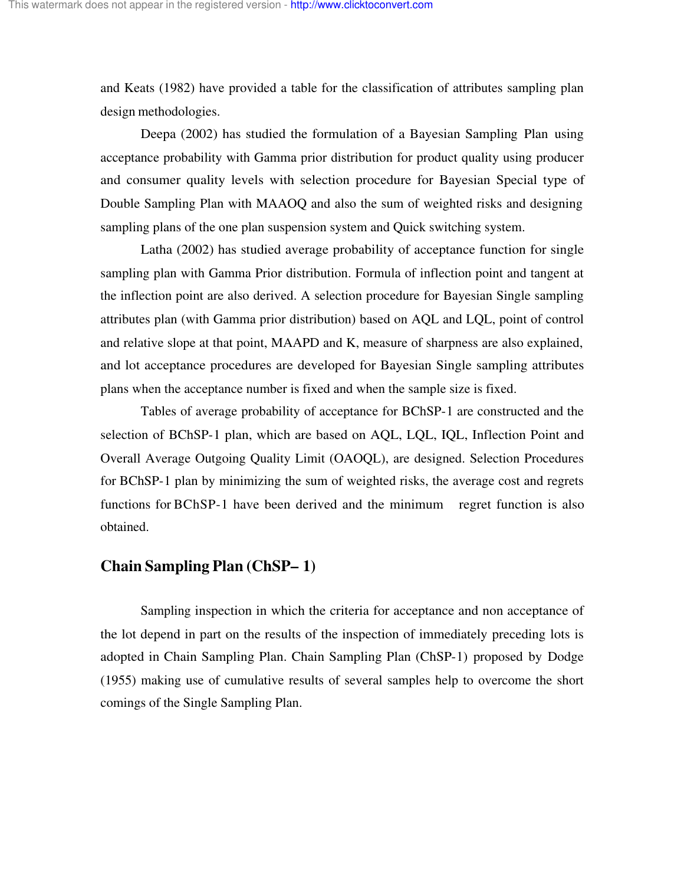and Keats (1982) have provided a table for the classification of attributes sampling plan design methodologies.

Deepa (2002) has studied the formulation of a Bayesian Sampling Plan using acceptance probability with Gamma prior distribution for product quality using producer and consumer quality levels with selection procedure for Bayesian Special type of Double Sampling Plan with MAAOQ and also the sum of weighted risks and designing sampling plans of the one plan suspension system and Quick switching system.

Latha (2002) has studied average probability of acceptance function for single sampling plan with Gamma Prior distribution. Formula of inflection point and tangent at the inflection point are also derived. A selection procedure for Bayesian Single sampling attributes plan (with Gamma prior distribution) based on AQL and LQL, point of control and relative slope at that point, MAAPD and K, measure of sharpness are also explained, and lot acceptance procedures are developed for Bayesian Single sampling attributes plans when the acceptance number is fixed and when the sample size is fixed.

Tables of average probability of acceptance for BChSP-1 are constructed and the selection of BChSP-1 plan, which are based on AQL, LQL, IQL, Inflection Point and Overall Average Outgoing Quality Limit (OAOQL), are designed. Selection Procedures for BChSP-1 plan by minimizing the sum of weighted risks, the average cost and regrets functions for BChSP-1 have been derived and the minimum regret function is also obtained.

## Chain Sampling Plan (ChSP– 1)

Sampling inspection in which the criteria for acceptance and non acceptance of the lot depend in part on the results of the inspection of immediately preceding lots is adopted in Chain Sampling Plan. Chain Sampling Plan (ChSP-1) proposed by Dodge (1955) making use of cumulative results of several samples help to overcome the short comings of the Single Sampling Plan.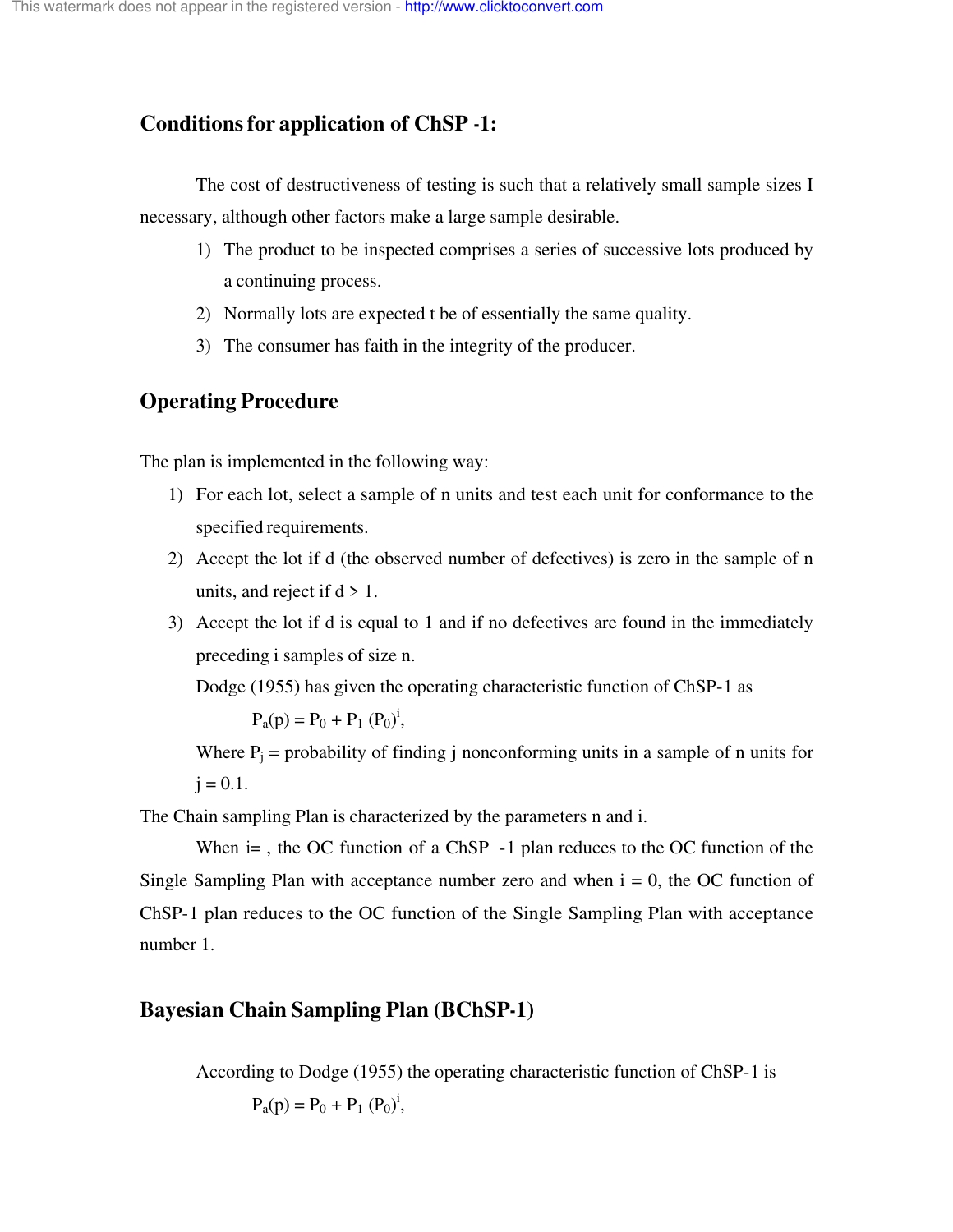## Conditions for application of ChSP -1:

The cost of destructiveness of testing is such that a relatively small sample sizes I necessary, although other factors make a large sample desirable.

1) The product to be inspected comprises a series of successive lots produced by a continuing process.
2) Normally lots are expected t be of essentially the same quality.
3) The consumer has faith in the integrity of the producer.

## Operating Procedure

The plan is implemented in the following way:

1) For each lot, select a sample of n units and test each unit for conformance to the specified requirements.
2) Accept the lot if d (the observed number of defectives) is zero in the sample of n units, and reject if d > 1.
3) Accept the lot if d is equal to 1 and if no defectives are found in the immediately preceding i samples of size n.

   Dodge (1955) has given the operating characteristic function of ChSP-1 as

   $$P_a(p) = P_0 + P_1 (P_0)^i,$$

   Where $P_j$ = probability of finding j nonconforming units in a sample of n units for j = 0.1.

The Chain sampling Plan is characterized by the parameters n and i.

When i= , the OC function of a ChSP -1 plan reduces to the OC function of the Single Sampling Plan with acceptance number zero and when i = 0, the OC function of ChSP-1 plan reduces to the OC function of the Single Sampling Plan with acceptance number 1.

## Bayesian Chain Sampling Plan (BChSP-1)

According to Dodge (1955) the operating characteristic function of ChSP-1 is

$$P_a(p) = P_0 + P_1 (P_0)^i,$$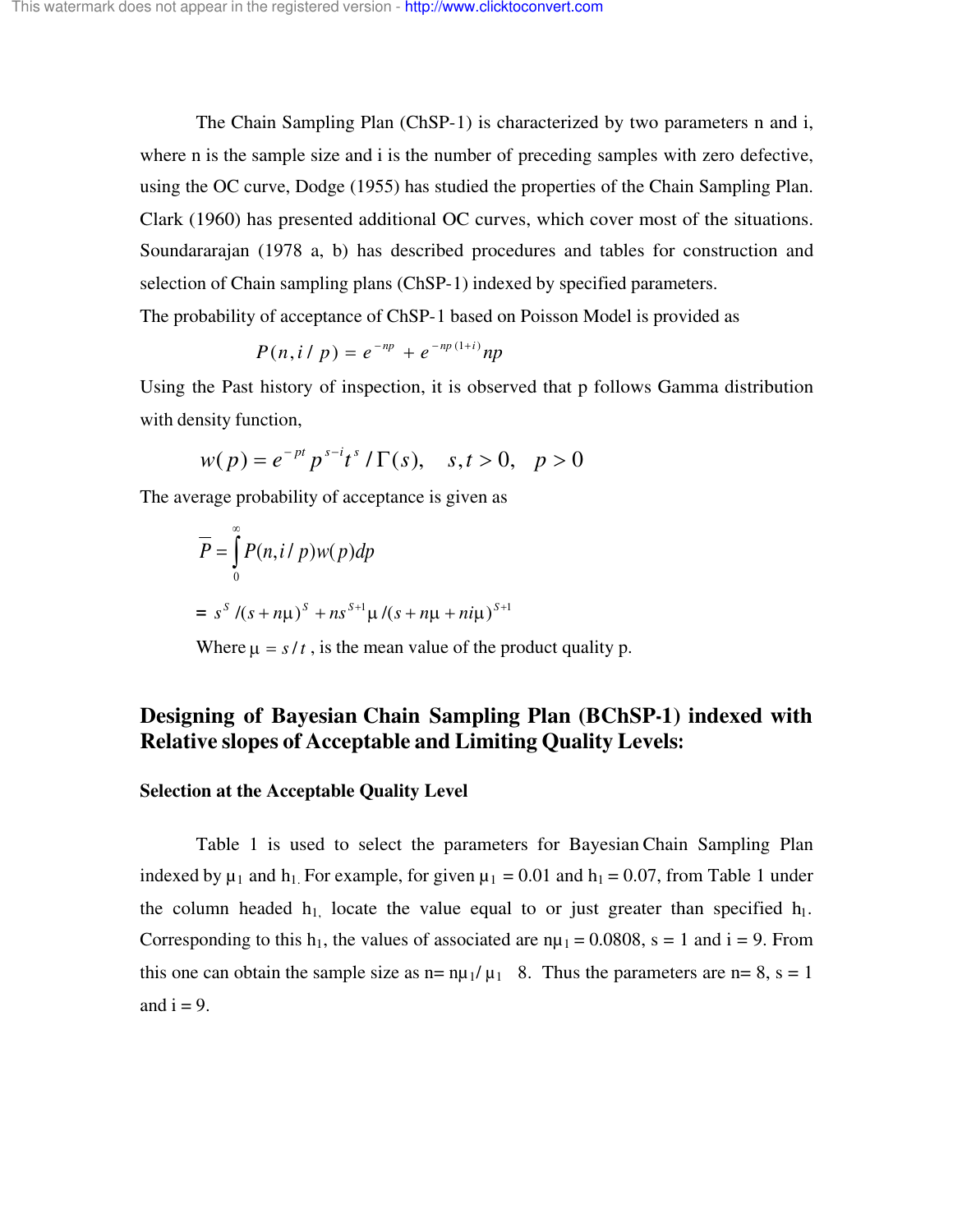The Chain Sampling Plan (ChSP-1) is characterized by two parameters n and i, where n is the sample size and i is the number of preceding samples with zero defective, using the OC curve, Dodge (1955) has studied the properties of the Chain Sampling Plan. Clark (1960) has presented additional OC curves, which cover most of the situations. Soundararajan (1978 a, b) has described procedures and tables for construction and selection of Chain sampling plans (ChSP-1) indexed by specified parameters.

The probability of acceptance of ChSP-1 based on Poisson Model is provided as

$$P(n,i/p) = e^{-np} + e^{-np(1+i)}np$$

Using the Past history of inspection, it is observed that p follows Gamma distribution with density function,

$$w(p) = e^{-pt} p^{s-i} t^{s} / \Gamma(s), \quad s,t > 0, \quad p > 0$$

The average probability of acceptance is given as

$$\overline{P} = \int_{0}^{\infty} P(n,i/p) w(p) dp$$

$$= s^{S} / (s + n\mu)^{S} + ns^{S+1}\mu / (s + n\mu + ni\mu)^{S+1}$$

Where $\mu = s/t$, is the mean value of the product quality p.

## Designing of Bayesian Chain Sampling Plan (BChSP-1) indexed with Relative slopes of Acceptable and Limiting Quality Levels:

### Selection at the Acceptable Quality Level

Table 1 is used to select the parameters for Bayesian Chain Sampling Plan indexed by $\mu_1$ and $h_1$. For example, for given $\mu_1 = 0.01$ and $h_1 = 0.07$, from Table 1 under the column headed $h_1$, locate the value equal to or just greater than specified $h_1$. Corresponding to this $h_1$, the values of associated are $n\mu_1 = 0.0808$, s = 1 and i = 9. From this one can obtain the sample size as n= $n\mu_1/\mu_1$ 8. Thus the parameters are n= 8, s = 1 and i = 9.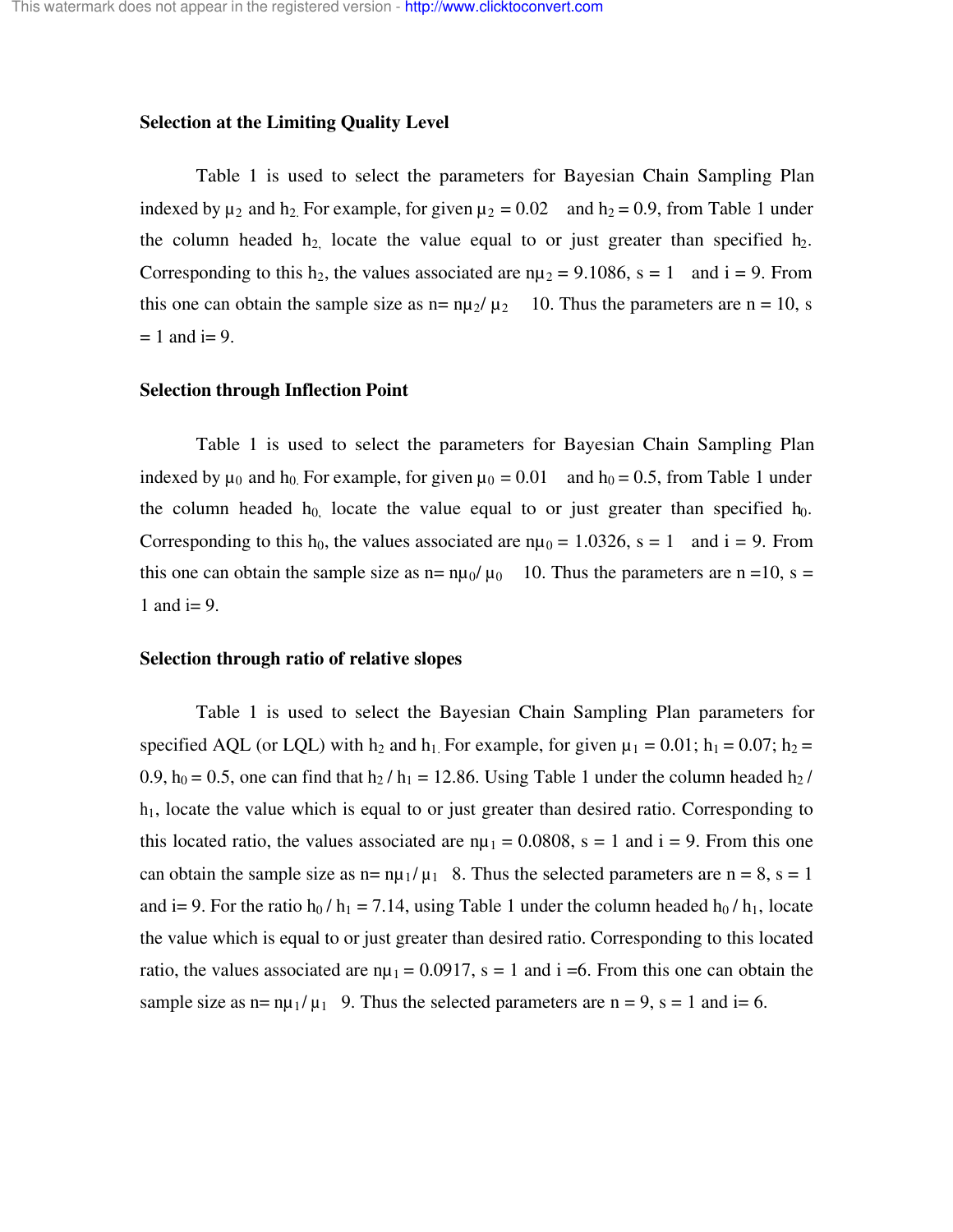### Selection at the Limiting Quality Level

Table 1 is used to select the parameters for Bayesian Chain Sampling Plan indexed by $\mu_2$ and $h_2$. For example, for given $\mu_2 = 0.02$ and $h_2 = 0.9$, from Table 1 under the column headed $h_2$, locate the value equal to or just greater than specified $h_2$. Corresponding to this $h_2$, the values associated are $n\mu_2 = 9.1086$, s = 1 and i = 9. From this one can obtain the sample size as $n = n\mu_2 / \mu_2 \quad 10$. Thus the parameters are n = 10, s = 1 and i= 9.

### Selection through Inflection Point

Table 1 is used to select the parameters for Bayesian Chain Sampling Plan indexed by $\mu_0$ and $h_0$. For example, for given $\mu_0 = 0.01$ and $h_0 = 0.5$, from Table 1 under the column headed $h_0$, locate the value equal to or just greater than specified $h_0$. Corresponding to this $h_0$, the values associated are $n\mu_0 = 1.0326$, s = 1 and i = 9. From this one can obtain the sample size as $n = n\mu_0 / \mu_0 \quad 10$. Thus the parameters are n =10, s = 1 and i= 9.

### Selection through ratio of relative slopes

Table 1 is used to select the Bayesian Chain Sampling Plan parameters for specified AQL (or LQL) with $h_2$ and $h_1$. For example, for given $\mu_1 = 0.01$; $h_1 = 0.07$; $h_2 = 0.9$, $h_0 = 0.5$, one can find that $h_2 / h_1 = 12.86$. Using Table 1 under the column headed $h_2 / h_1$, locate the value which is equal to or just greater than desired ratio. Corresponding to this located ratio, the values associated are $n\mu_1 = 0.0808$, s = 1 and i = 9. From this one can obtain the sample size as $n = n\mu_1 / \mu_1 \quad 8$. Thus the selected parameters are n = 8, s = 1 and i= 9. For the ratio $h_0 / h_1 = 7.14$, using Table 1 under the column headed $h_0 / h_1$, locate the value which is equal to or just greater than desired ratio. Corresponding to this located ratio, the values associated are $n\mu_1 = 0.0917$, s = 1 and i =6. From this one can obtain the sample size as $n = n\mu_1 / \mu_1 \quad 9$. Thus the selected parameters are n = 9, s = 1 and i= 6.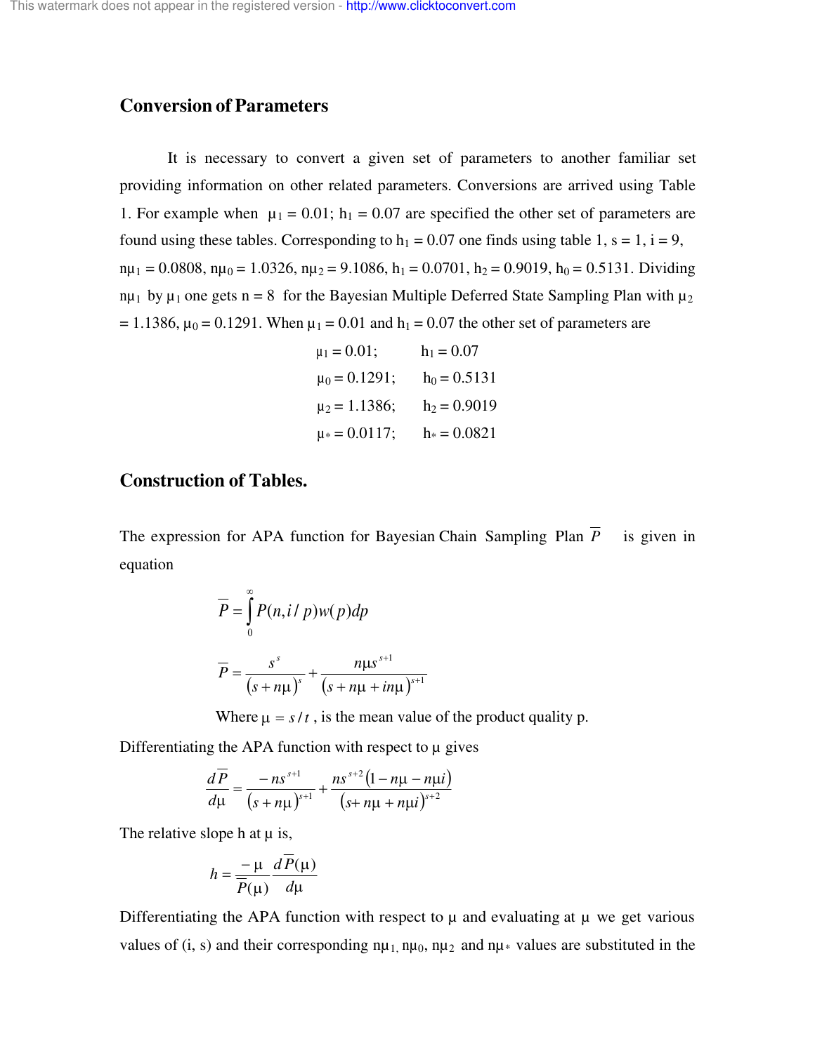## Conversion of Parameters

It is necessary to convert a given set of parameters to another familiar set providing information on other related parameters. Conversions are arrived using Table 1. For example when $\mu_1 = 0.01$; $h_1 = 0.07$ are specified the other set of parameters are found using these tables. Corresponding to $h_1 = 0.07$ one finds using table 1, s = 1, i = 9, $n\mu_1 = 0.0808$, $n\mu_0 = 1.0326$, $n\mu_2 = 9.1086$, $h_1 = 0.0701$, $h_2 = 0.9019$, $h_0 = 0.5131$. Dividing $n\mu_1$ by $\mu_1$ one gets n = 8 for the Bayesian Multiple Deferred State Sampling Plan with $\mu_2 = 1.1386$, $\mu_0 = 0.1291$. When $\mu_1 = 0.01$ and $h_1 = 0.07$ the other set of parameters are

$\mu_1 = 0.01$; $h_1 = 0.07$

$\mu_0 = 0.1291$; $h_0 = 0.5131$

$\mu_2 = 1.1386$; $h_2 = 0.9019$

$\mu_* = 0.0117$; $h_* = 0.0821$

## Construction of Tables.

The expression for APA function for Bayesian Chain Sampling Plan $\overline{P}$ is given in equation

$$\overline{P} = \int_0^\infty P(n,i/p)w(p)dp$$

$$\overline{P} = \frac{s^s}{(s+n\mu)^s} + \frac{n\mu s^{s+1}}{(s+n\mu+in\mu)^{s+1}}$$

Where $\mu = s/t$, is the mean value of the product quality p.

Differentiating the APA function with respect to $\mu$ gives

$$\frac{d\overline{P}}{d\mu} = \frac{-ns^{s+1}}{(s+n\mu)^{s+1}} + \frac{ns^{s+2}(1-n\mu-n\mu i)}{(s+n\mu+n\mu i)^{s+2}}$$

The relative slope h at $\mu$ is,

$$h = \frac{-\mu}{\overline{P}(\mu)}\frac{d\overline{P}(\mu)}{d\mu}$$

Differentiating the APA function with respect to $\mu$ and evaluating at $\mu$ we get various values of (i, s) and their corresponding $n\mu_1$, $n\mu_0$, $n\mu_2$ and $n\mu_*$ values are substituted in the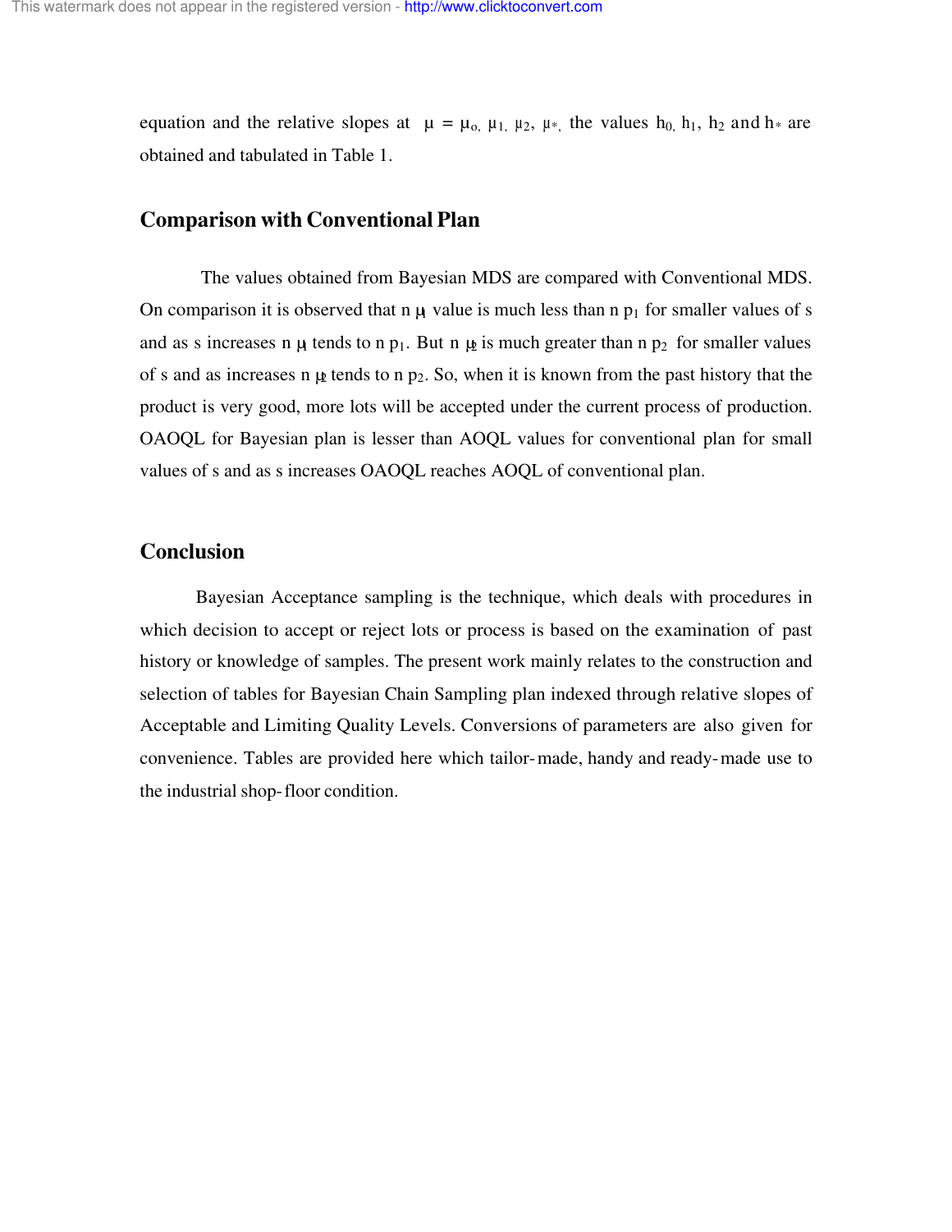equation and the relative slopes at $\mu = \mu_o, \mu_1, \mu_2, \mu_*$, the values $h_0, h_1, h_2$ and $h_*$ are obtained and tabulated in Table 1.

## Comparison with Conventional Plan

The values obtained from Bayesian MDS are compared with Conventional MDS. On comparison it is observed that $n\,\mu_1$ value is much less than $n\,p_1$ for smaller values of s and as s increases $n\,\mu_1$ tends to $n\,p_1$. But $n\,\mu_2$ is much greater than $n\,p_2$ for smaller values of s and as increases $n\,\mu_2$ tends to $n\,p_2$. So, when it is known from the past history that the product is very good, more lots will be accepted under the current process of production. OAOQL for Bayesian plan is lesser than AOQL values for conventional plan for small values of s and as s increases OAOQL reaches AOQL of conventional plan.

## Conclusion

Bayesian Acceptance sampling is the technique, which deals with procedures in which decision to accept or reject lots or process is based on the examination of past history or knowledge of samples. The present work mainly relates to the construction and selection of tables for Bayesian Chain Sampling plan indexed through relative slopes of Acceptable and Limiting Quality Levels. Conversions of parameters are also given for convenience. Tables are provided here which tailor-made, handy and ready-made use to the industrial shop-floor condition.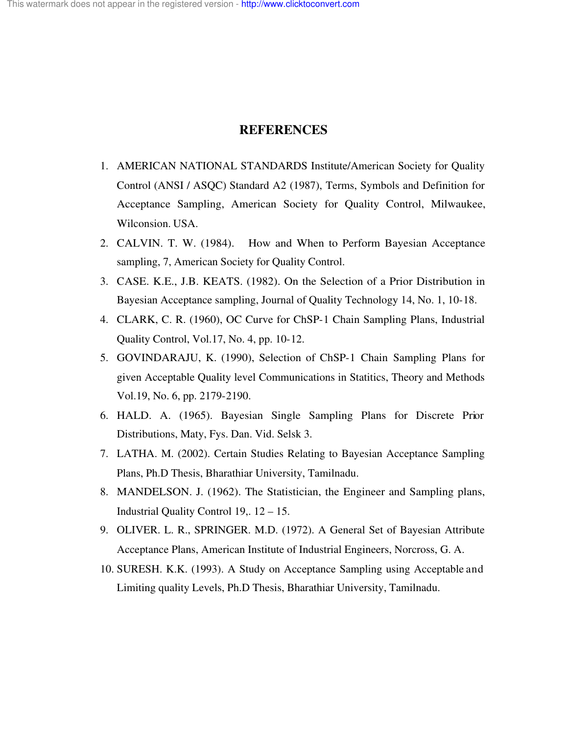# REFERENCES

1. AMERICAN NATIONAL STANDARDS Institute/American Society for Quality Control (ANSI / ASQC) Standard A2 (1987), Terms, Symbols and Definition for Acceptance Sampling, American Society for Quality Control, Milwaukee, Wilconsion. USA.
2. CALVIN. T. W. (1984). How and When to Perform Bayesian Acceptance sampling, 7, American Society for Quality Control.
3. CASE. K.E., J.B. KEATS. (1982). On the Selection of a Prior Distribution in Bayesian Acceptance sampling, Journal of Quality Technology 14, No. 1, 10-18.
4. CLARK, C. R. (1960), OC Curve for ChSP-1 Chain Sampling Plans, Industrial Quality Control, Vol.17, No. 4, pp. 10-12.
5. GOVINDARAJU, K. (1990), Selection of ChSP-1 Chain Sampling Plans for given Acceptable Quality level Communications in Statitics, Theory and Methods Vol.19, No. 6, pp. 2179-2190.
6. HALD. A. (1965). Bayesian Single Sampling Plans for Discrete Prior Distributions, Maty, Fys. Dan. Vid. Selsk 3.
7. LATHA. M. (2002). Certain Studies Relating to Bayesian Acceptance Sampling Plans, Ph.D Thesis, Bharathiar University, Tamilnadu.
8. MANDELSON. J. (1962). The Statistician, the Engineer and Sampling plans, Industrial Quality Control 19,. 12 – 15.
9. OLIVER. L. R., SPRINGER. M.D. (1972). A General Set of Bayesian Attribute Acceptance Plans, American Institute of Industrial Engineers, Norcross, G. A.
10. SURESH. K.K. (1993). A Study on Acceptance Sampling using Acceptable and Limiting quality Levels, Ph.D Thesis, Bharathiar University, Tamilnadu.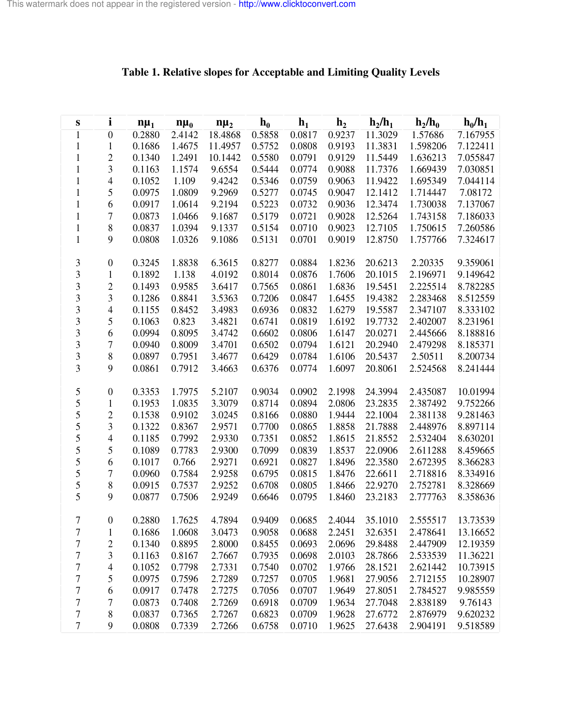**Table 1. Relative slopes for Acceptable and Limiting Quality Levels**

| s | i | $n\mu_1$ | $n\mu_0$ | $n\mu_2$ | $h_0$ | $h_1$ | $h_2$ | $h_2/h_1$ | $h_2/h_0$ | $h_0/h_1$ |
|---|---|---|---|---|---|---|---|---|---|---|
| 1 | 0 | 0.2880 | 2.4142 | 18.4868 | 0.5858 | 0.0817 | 0.9237 | 11.3029 | 1.57686 | 7.167955 |
| 1 | 1 | 0.1686 | 1.4675 | 11.4957 | 0.5752 | 0.0808 | 0.9193 | 11.3831 | 1.598206 | 7.122411 |
| 1 | 2 | 0.1340 | 1.2491 | 10.1442 | 0.5580 | 0.0791 | 0.9129 | 11.5449 | 1.636213 | 7.055847 |
| 1 | 3 | 0.1163 | 1.1574 | 9.6554 | 0.5444 | 0.0774 | 0.9088 | 11.7376 | 1.669439 | 7.030851 |
| 1 | 4 | 0.1052 | 1.109 | 9.4242 | 0.5346 | 0.0759 | 0.9063 | 11.9422 | 1.695349 | 7.044114 |
| 1 | 5 | 0.0975 | 1.0809 | 9.2969 | 0.5277 | 0.0745 | 0.9047 | 12.1412 | 1.714447 | 7.08172 |
| 1 | 6 | 0.0917 | 1.0614 | 9.2194 | 0.5223 | 0.0732 | 0.9036 | 12.3474 | 1.730038 | 7.137067 |
| 1 | 7 | 0.0873 | 1.0466 | 9.1687 | 0.5179 | 0.0721 | 0.9028 | 12.5264 | 1.743158 | 7.186033 |
| 1 | 8 | 0.0837 | 1.0394 | 9.1337 | 0.5154 | 0.0710 | 0.9023 | 12.7105 | 1.750615 | 7.260586 |
| 1 | 9 | 0.0808 | 1.0326 | 9.1086 | 0.5131 | 0.0701 | 0.9019 | 12.8750 | 1.757766 | 7.324617 |
| 3 | 0 | 0.3245 | 1.8838 | 6.3615 | 0.8277 | 0.0884 | 1.8236 | 20.6213 | 2.20335 | 9.359061 |
| 3 | 1 | 0.1892 | 1.138 | 4.0192 | 0.8014 | 0.0876 | 1.7606 | 20.1015 | 2.196971 | 9.149642 |
| 3 | 2 | 0.1493 | 0.9585 | 3.6417 | 0.7565 | 0.0861 | 1.6836 | 19.5451 | 2.225514 | 8.782285 |
| 3 | 3 | 0.1286 | 0.8841 | 3.5363 | 0.7206 | 0.0847 | 1.6455 | 19.4382 | 2.283468 | 8.512559 |
| 3 | 4 | 0.1155 | 0.8452 | 3.4983 | 0.6936 | 0.0832 | 1.6279 | 19.5587 | 2.347107 | 8.333102 |
| 3 | 5 | 0.1063 | 0.823 | 3.4821 | 0.6741 | 0.0819 | 1.6192 | 19.7732 | 2.402007 | 8.231961 |
| 3 | 6 | 0.0994 | 0.8095 | 3.4742 | 0.6602 | 0.0806 | 1.6147 | 20.0271 | 2.445666 | 8.188816 |
| 3 | 7 | 0.0940 | 0.8009 | 3.4701 | 0.6502 | 0.0794 | 1.6121 | 20.2940 | 2.479298 | 8.185371 |
| 3 | 8 | 0.0897 | 0.7951 | 3.4677 | 0.6429 | 0.0784 | 1.6106 | 20.5437 | 2.50511 | 8.200734 |
| 3 | 9 | 0.0861 | 0.7912 | 3.4663 | 0.6376 | 0.0774 | 1.6097 | 20.8061 | 2.524568 | 8.241444 |
| 5 | 0 | 0.3353 | 1.7975 | 5.2107 | 0.9034 | 0.0902 | 2.1998 | 24.3994 | 2.435087 | 10.01994 |
| 5 | 1 | 0.1953 | 1.0835 | 3.3079 | 0.8714 | 0.0894 | 2.0806 | 23.2835 | 2.387492 | 9.752266 |
| 5 | 2 | 0.1538 | 0.9102 | 3.0245 | 0.8166 | 0.0880 | 1.9444 | 22.1004 | 2.381138 | 9.281463 |
| 5 | 3 | 0.1322 | 0.8367 | 2.9571 | 0.7700 | 0.0865 | 1.8858 | 21.7888 | 2.448976 | 8.897114 |
| 5 | 4 | 0.1185 | 0.7992 | 2.9330 | 0.7351 | 0.0852 | 1.8615 | 21.8552 | 2.532404 | 8.630201 |
| 5 | 5 | 0.1089 | 0.7783 | 2.9300 | 0.7099 | 0.0839 | 1.8537 | 22.0906 | 2.611288 | 8.459665 |
| 5 | 6 | 0.1017 | 0.766 | 2.9271 | 0.6921 | 0.0827 | 1.8496 | 22.3580 | 2.672395 | 8.366283 |
| 5 | 7 | 0.0960 | 0.7584 | 2.9258 | 0.6795 | 0.0815 | 1.8476 | 22.6611 | 2.718816 | 8.334916 |
| 5 | 8 | 0.0915 | 0.7537 | 2.9252 | 0.6708 | 0.0805 | 1.8466 | 22.9270 | 2.752781 | 8.328669 |
| 5 | 9 | 0.0877 | 0.7506 | 2.9249 | 0.6646 | 0.0795 | 1.8460 | 23.2183 | 2.777763 | 8.358636 |
| 7 | 0 | 0.2880 | 1.7625 | 4.7894 | 0.9409 | 0.0685 | 2.4044 | 35.1010 | 2.555517 | 13.73539 |
| 7 | 1 | 0.1686 | 1.0608 | 3.0473 | 0.9058 | 0.0688 | 2.2451 | 32.6351 | 2.478641 | 13.16652 |
| 7 | 2 | 0.1340 | 0.8895 | 2.8000 | 0.8455 | 0.0693 | 2.0696 | 29.8488 | 2.447909 | 12.19359 |
| 7 | 3 | 0.1163 | 0.8167 | 2.7667 | 0.7935 | 0.0698 | 2.0103 | 28.7866 | 2.533539 | 11.36221 |
| 7 | 4 | 0.1052 | 0.7798 | 2.7331 | 0.7540 | 0.0702 | 1.9766 | 28.1521 | 2.621442 | 10.73915 |
| 7 | 5 | 0.0975 | 0.7596 | 2.7289 | 0.7257 | 0.0705 | 1.9681 | 27.9056 | 2.712155 | 10.28907 |
| 7 | 6 | 0.0917 | 0.7478 | 2.7275 | 0.7056 | 0.0707 | 1.9649 | 27.8051 | 2.784527 | 9.985559 |
| 7 | 7 | 0.0873 | 0.7408 | 2.7269 | 0.6918 | 0.0709 | 1.9634 | 27.7048 | 2.838189 | 9.76143 |
| 7 | 8 | 0.0837 | 0.7365 | 2.7267 | 0.6823 | 0.0709 | 1.9628 | 27.6772 | 2.876979 | 9.620232 |
| 7 | 9 | 0.0808 | 0.7339 | 2.7266 | 0.6758 | 0.0710 | 1.9625 | 27.6438 | 2.904191 | 9.518589 |